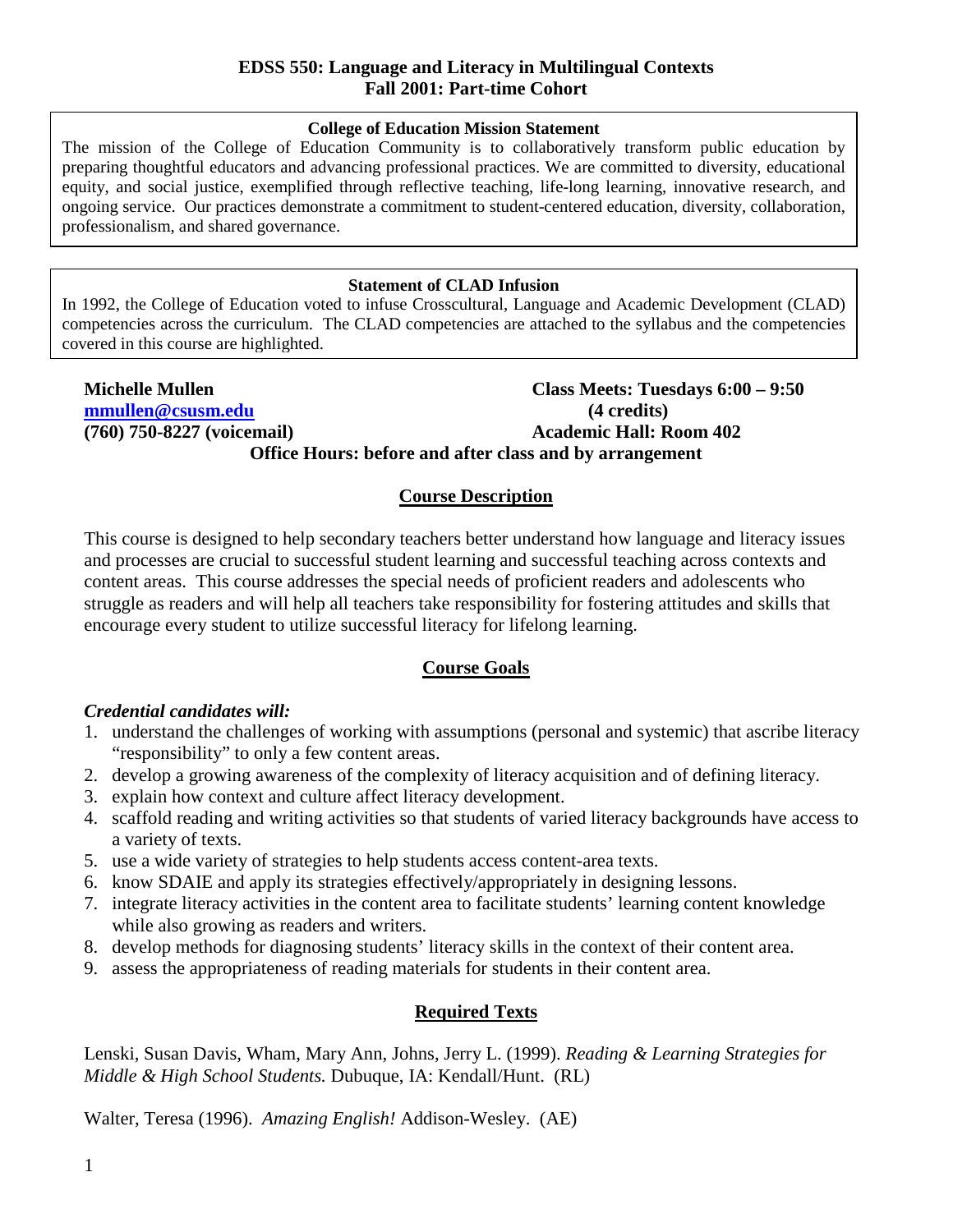# EDSS 550: Language and Literacy in Multilingual Contexts
## Fall 2001: Part-time Cohort

**College of Education Mission Statement**

The mission of the College of Education Community is to collaboratively transform public education by preparing thoughtful educators and advancing professional practices. We are committed to diversity, educational equity, and social justice, exemplified through reflective teaching, life-long learning, innovative research, and ongoing service. Our practices demonstrate a commitment to student-centered education, diversity, collaboration, professionalism, and shared governance.

**Statement of CLAD Infusion**

In 1992, the College of Education voted to infuse Crosscultural, Language and Academic Development (CLAD) competencies across the curriculum. The CLAD competencies are attached to the syllabus and the competencies covered in this course are highlighted.

**Michelle Mullen**
**mmullen@csusm.edu**
**(760) 750-8227 (voicemail)**

**Class Meets: Tuesdays 6:00 – 9:50**
**(4 credits)**
**Academic Hall: Room 402**

**Office Hours: before and after class and by arrangement**

## Course Description

This course is designed to help secondary teachers better understand how language and literacy issues and processes are crucial to successful student learning and successful teaching across contexts and content areas. This course addresses the special needs of proficient readers and adolescents who struggle as readers and will help all teachers take responsibility for fostering attitudes and skills that encourage every student to utilize successful literacy for lifelong learning.

## Course Goals

***Credential candidates will:***

1. understand the challenges of working with assumptions (personal and systemic) that ascribe literacy "responsibility" to only a few content areas.
2. develop a growing awareness of the complexity of literacy acquisition and of defining literacy.
3. explain how context and culture affect literacy development.
4. scaffold reading and writing activities so that students of varied literacy backgrounds have access to a variety of texts.
5. use a wide variety of strategies to help students access content-area texts.
6. know SDAIE and apply its strategies effectively/appropriately in designing lessons.
7. integrate literacy activities in the content area to facilitate students' learning content knowledge while also growing as readers and writers.
8. develop methods for diagnosing students' literacy skills in the context of their content area.
9. assess the appropriateness of reading materials for students in their content area.

## Required Texts

Lenski, Susan Davis, Wham, Mary Ann, Johns, Jerry L. (1999). *Reading & Learning Strategies for Middle & High School Students.* Dubuque, IA: Kendall/Hunt. (RL)

Walter, Teresa (1996). *Amazing English!* Addison-Wesley. (AE)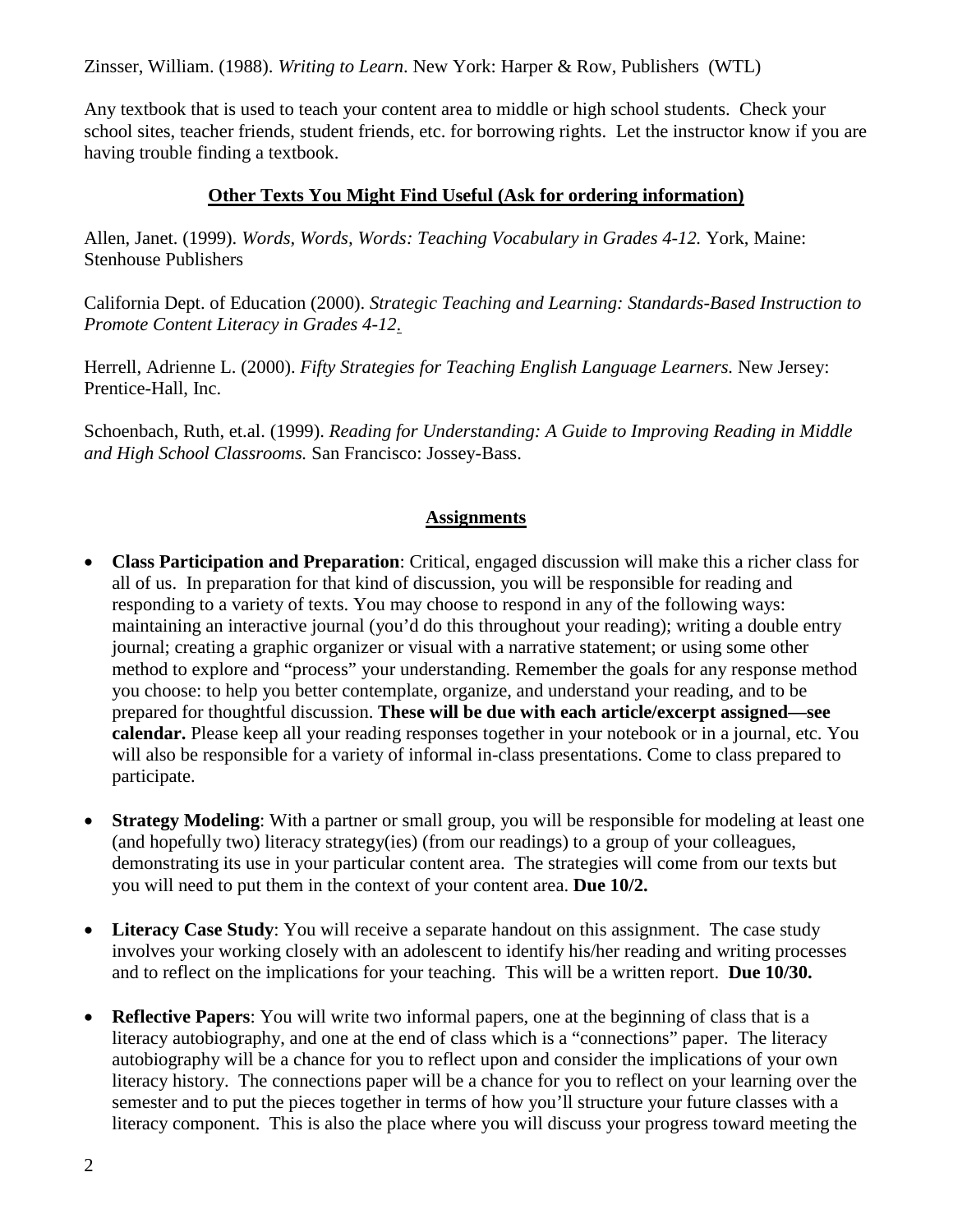Zinsser, William. (1988). *Writing to Learn*. New York: Harper & Row, Publishers (WTL)

Any textbook that is used to teach your content area to middle or high school students. Check your school sites, teacher friends, student friends, etc. for borrowing rights. Let the instructor know if you are having trouble finding a textbook.

## Other Texts You Might Find Useful (Ask for ordering information)

Allen, Janet. (1999). *Words, Words, Words: Teaching Vocabulary in Grades 4-12.* York, Maine: Stenhouse Publishers

California Dept. of Education (2000). *Strategic Teaching and Learning: Standards-Based Instruction to Promote Content Literacy in Grades 4-12*.

Herrell, Adrienne L. (2000). *Fifty Strategies for Teaching English Language Learners.* New Jersey: Prentice-Hall, Inc.

Schoenbach, Ruth, et.al. (1999). *Reading for Understanding: A Guide to Improving Reading in Middle and High School Classrooms.* San Francisco: Jossey-Bass.

## Assignments

- **Class Participation and Preparation**: Critical, engaged discussion will make this a richer class for all of us. In preparation for that kind of discussion, you will be responsible for reading and responding to a variety of texts. You may choose to respond in any of the following ways: maintaining an interactive journal (you'd do this throughout your reading); writing a double entry journal; creating a graphic organizer or visual with a narrative statement; or using some other method to explore and "process" your understanding. Remember the goals for any response method you choose: to help you better contemplate, organize, and understand your reading, and to be prepared for thoughtful discussion. **These will be due with each article/excerpt assigned—see calendar.** Please keep all your reading responses together in your notebook or in a journal, etc. You will also be responsible for a variety of informal in-class presentations. Come to class prepared to participate.

- **Strategy Modeling**: With a partner or small group, you will be responsible for modeling at least one (and hopefully two) literacy strategy(ies) (from our readings) to a group of your colleagues, demonstrating its use in your particular content area. The strategies will come from our texts but you will need to put them in the context of your content area. **Due 10/2.**

- **Literacy Case Study**: You will receive a separate handout on this assignment. The case study involves your working closely with an adolescent to identify his/her reading and writing processes and to reflect on the implications for your teaching. This will be a written report. **Due 10/30.**

- **Reflective Papers**: You will write two informal papers, one at the beginning of class that is a literacy autobiography, and one at the end of class which is a "connections" paper. The literacy autobiography will be a chance for you to reflect upon and consider the implications of your own literacy history. The connections paper will be a chance for you to reflect on your learning over the semester and to put the pieces together in terms of how you'll structure your future classes with a literacy component. This is also the place where you will discuss your progress toward meeting the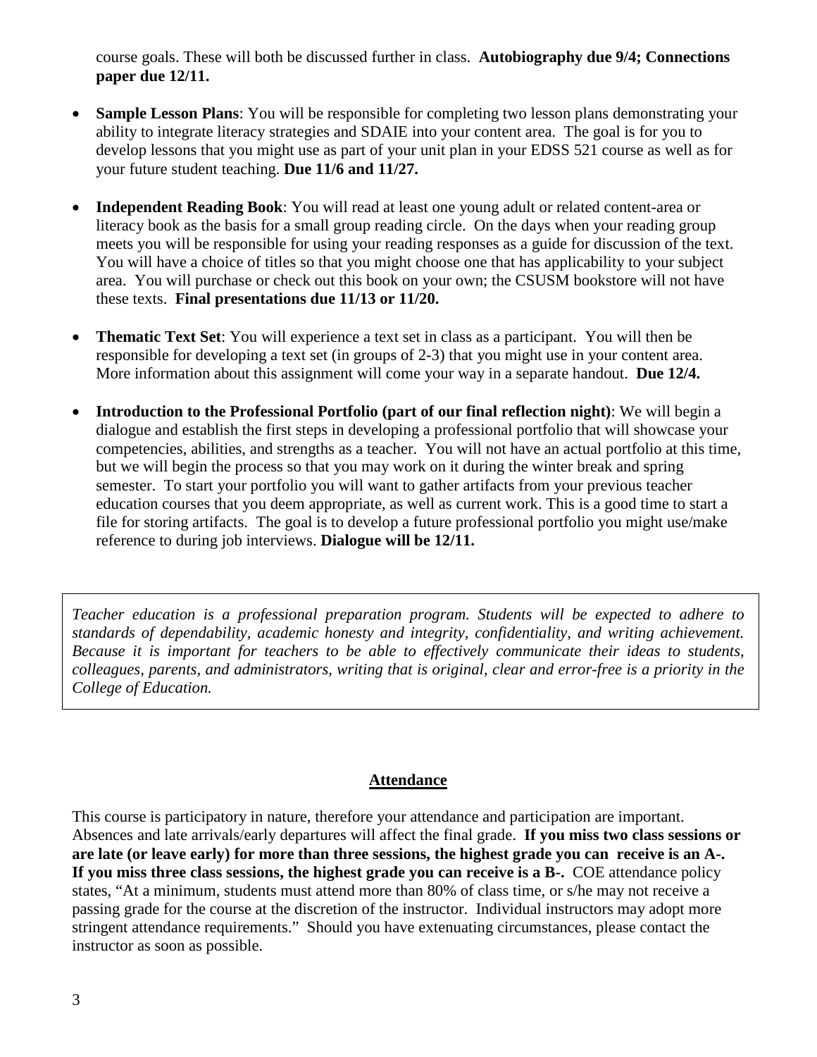course goals. These will both be discussed further in class. **Autobiography due 9/4; Connections paper due 12/11.**

- **Sample Lesson Plans**: You will be responsible for completing two lesson plans demonstrating your ability to integrate literacy strategies and SDAIE into your content area. The goal is for you to develop lessons that you might use as part of your unit plan in your EDSS 521 course as well as for your future student teaching. **Due 11/6 and 11/27.**

- **Independent Reading Book**: You will read at least one young adult or related content-area or literacy book as the basis for a small group reading circle. On the days when your reading group meets you will be responsible for using your reading responses as a guide for discussion of the text. You will have a choice of titles so that you might choose one that has applicability to your subject area. You will purchase or check out this book on your own; the CSUSM bookstore will not have these texts. **Final presentations due 11/13 or 11/20.**

- **Thematic Text Set**: You will experience a text set in class as a participant. You will then be responsible for developing a text set (in groups of 2-3) that you might use in your content area. More information about this assignment will come your way in a separate handout. **Due 12/4.**

- **Introduction to the Professional Portfolio (part of our final reflection night)**: We will begin a dialogue and establish the first steps in developing a professional portfolio that will showcase your competencies, abilities, and strengths as a teacher. You will not have an actual portfolio at this time, but we will begin the process so that you may work on it during the winter break and spring semester. To start your portfolio you will want to gather artifacts from your previous teacher education courses that you deem appropriate, as well as current work. This is a good time to start a file for storing artifacts. The goal is to develop a future professional portfolio you might use/make reference to during job interviews. **Dialogue will be 12/11.**

*Teacher education is a professional preparation program. Students will be expected to adhere to standards of dependability, academic honesty and integrity, confidentiality, and writing achievement. Because it is important for teachers to be able to effectively communicate their ideas to students, colleagues, parents, and administrators, writing that is original, clear and error-free is a priority in the College of Education.*

## Attendance

This course is participatory in nature, therefore your attendance and participation are important. Absences and late arrivals/early departures will affect the final grade. **If you miss two class sessions or are late (or leave early) for more than three sessions, the highest grade you can receive is an A-. If you miss three class sessions, the highest grade you can receive is a B-.** COE attendance policy states, "At a minimum, students must attend more than 80% of class time, or s/he may not receive a passing grade for the course at the discretion of the instructor. Individual instructors may adopt more stringent attendance requirements." Should you have extenuating circumstances, please contact the instructor as soon as possible.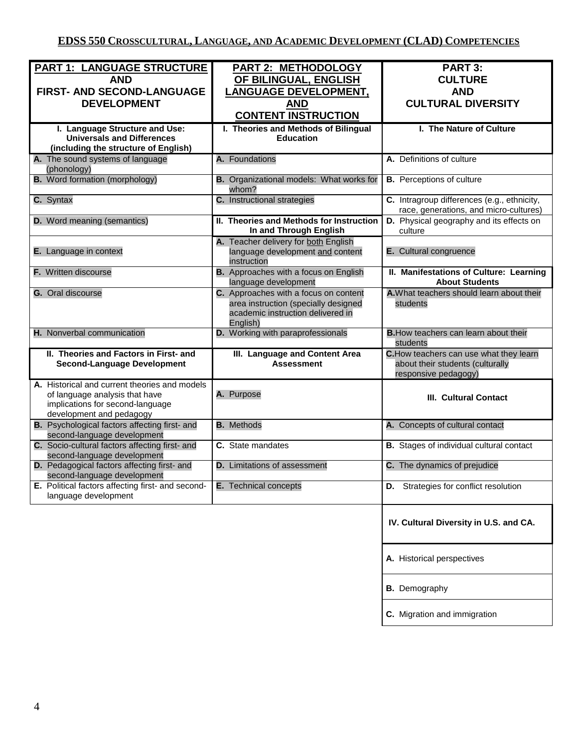# EDSS 550 Crosscultural, Language, and Academic Development (CLAD) Competencies

| **PART 1: LANGUAGE STRUCTURE AND FIRST- AND SECOND-LANGUAGE DEVELOPMENT** | **PART 2: METHODOLOGY OF BILINGUAL, ENGLISH LANGUAGE DEVELOPMENT, AND CONTENT INSTRUCTION** | **PART 3: CULTURE AND CULTURAL DIVERSITY** |
|---|---|---|
| **I. Language Structure and Use: Universals and Differences (including the structure of English)** | **I. Theories and Methods of Bilingual Education** | **I. The Nature of Culture** |
| **A.** The sound systems of language (phonology) | **A.** Foundations | **A.** Definitions of culture |
| **B.** Word formation (morphology) | **B.** Organizational models: What works for whom? | **B.** Perceptions of culture |
| **C.** Syntax | **C.** Instructional strategies | **C.** Intragroup differences (e.g., ethnicity, race, generations, and micro-cultures) |
| **D.** Word meaning (semantics) | **II. Theories and Methods for Instruction In and Through English** | **D.** Physical geography and its effects on culture |
| **E.** Language in context | **A.** Teacher delivery for both English language development and content instruction | **E.** Cultural congruence |
| **F.** Written discourse | **B.** Approaches with a focus on English language development | **II. Manifestations of Culture: Learning About Students** |
| **G.** Oral discourse | **C.** Approaches with a focus on content area instruction (specially designed academic instruction delivered in English) | **A.** What teachers should learn about their students |
| **H.** Nonverbal communication | **D.** Working with paraprofessionals | **B.** How teachers can learn about their students |
| **II. Theories and Factors in First- and Second-Language Development** | **III. Language and Content Area Assessment** | **C.** How teachers can use what they learn about their students (culturally responsive pedagogy) |
| **A.** Historical and current theories and models of language analysis that have implications for second-language development and pedagogy | **A.** Purpose | **III. Cultural Contact** |
| **B.** Psychological factors affecting first- and second-language development | **B.** Methods | **A.** Concepts of cultural contact |
| **C.** Socio-cultural factors affecting first- and second-language development | **C.** State mandates | **B.** Stages of individual cultural contact |
| **D.** Pedagogical factors affecting first- and second-language development | **D.** Limitations of assessment | **C.** The dynamics of prejudice |
| **E.** Political factors affecting first- and second-language development | **E.** Technical concepts | **D.** Strategies for conflict resolution |
| | | **IV. Cultural Diversity in U.S. and CA.** |
| | | **A.** Historical perspectives |
| | | **B.** Demography |
| | | **C.** Migration and immigration |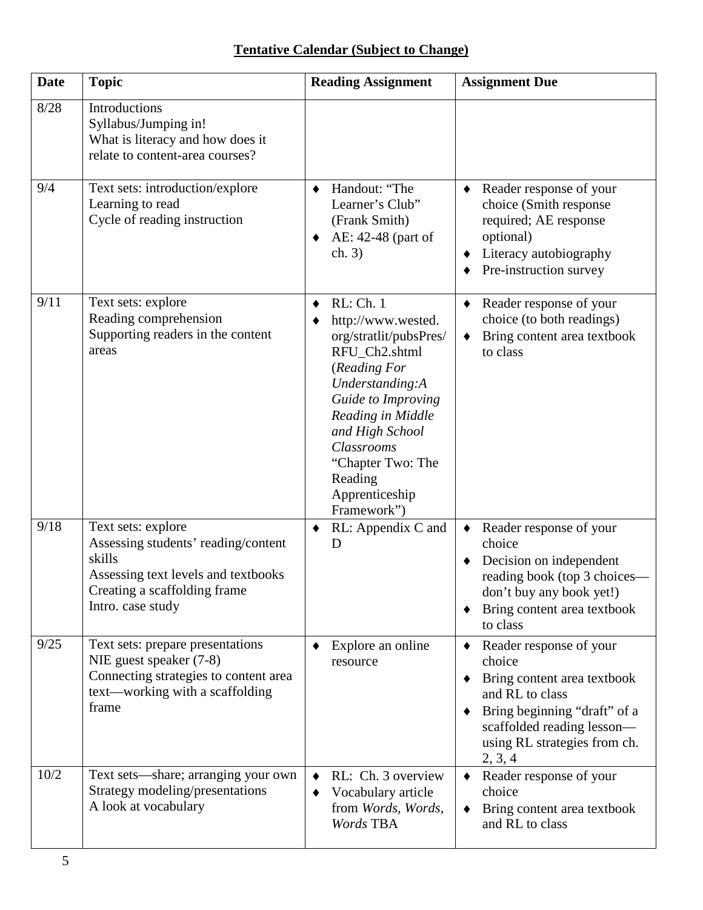## **Tentative Calendar (Subject to Change)**

| **Date** | **Topic** | **Reading Assignment** | **Assignment Due** |
|---|---|---|---|
| 8/28 | Introductions<br>Syllabus/Jumping in!<br>What is literacy and how does it relate to content-area courses? | | |
| 9/4 | Text sets: introduction/explore<br>Learning to read<br>Cycle of reading instruction | ♦ Handout: "The Learner's Club" (Frank Smith)<br>♦ AE: 42-48 (part of ch. 3) | ♦ Reader response of your choice (Smith response required; AE response optional)<br>♦ Literacy autobiography<br>♦ Pre-instruction survey |
| 9/11 | Text sets: explore<br>Reading comprehension<br>Supporting readers in the content areas | ♦ RL: Ch. 1<br>♦ http://www.wested.org/stratlit/pubsPres/RFU_Ch2.shtml (*Reading For Understanding:A Guide to Improving Reading in Middle and High School Classrooms* "Chapter Two: The Reading Apprenticeship Framework") | ♦ Reader response of your choice (to both readings)<br>♦ Bring content area textbook to class |
| 9/18 | Text sets: explore<br>Assessing students' reading/content skills<br>Assessing text levels and textbooks<br>Creating a scaffolding frame<br>Intro. case study | ♦ RL: Appendix C and D | ♦ Reader response of your choice<br>♦ Decision on independent reading book (top 3 choices—don't buy any book yet!)<br>♦ Bring content area textbook to class |
| 9/25 | Text sets: prepare presentations<br>NIE guest speaker (7-8)<br>Connecting strategies to content area text—working with a scaffolding frame | ♦ Explore an online resource | ♦ Reader response of your choice<br>♦ Bring content area textbook and RL to class<br>♦ Bring beginning "draft" of a scaffolded reading lesson—using RL strategies from ch. 2, 3, 4 |
| 10/2 | Text sets—share; arranging your own<br>Strategy modeling/presentations<br>A look at vocabulary | ♦ RL: Ch. 3 overview<br>♦ Vocabulary article from *Words, Words, Words* TBA | ♦ Reader response of your choice<br>♦ Bring content area textbook and RL to class |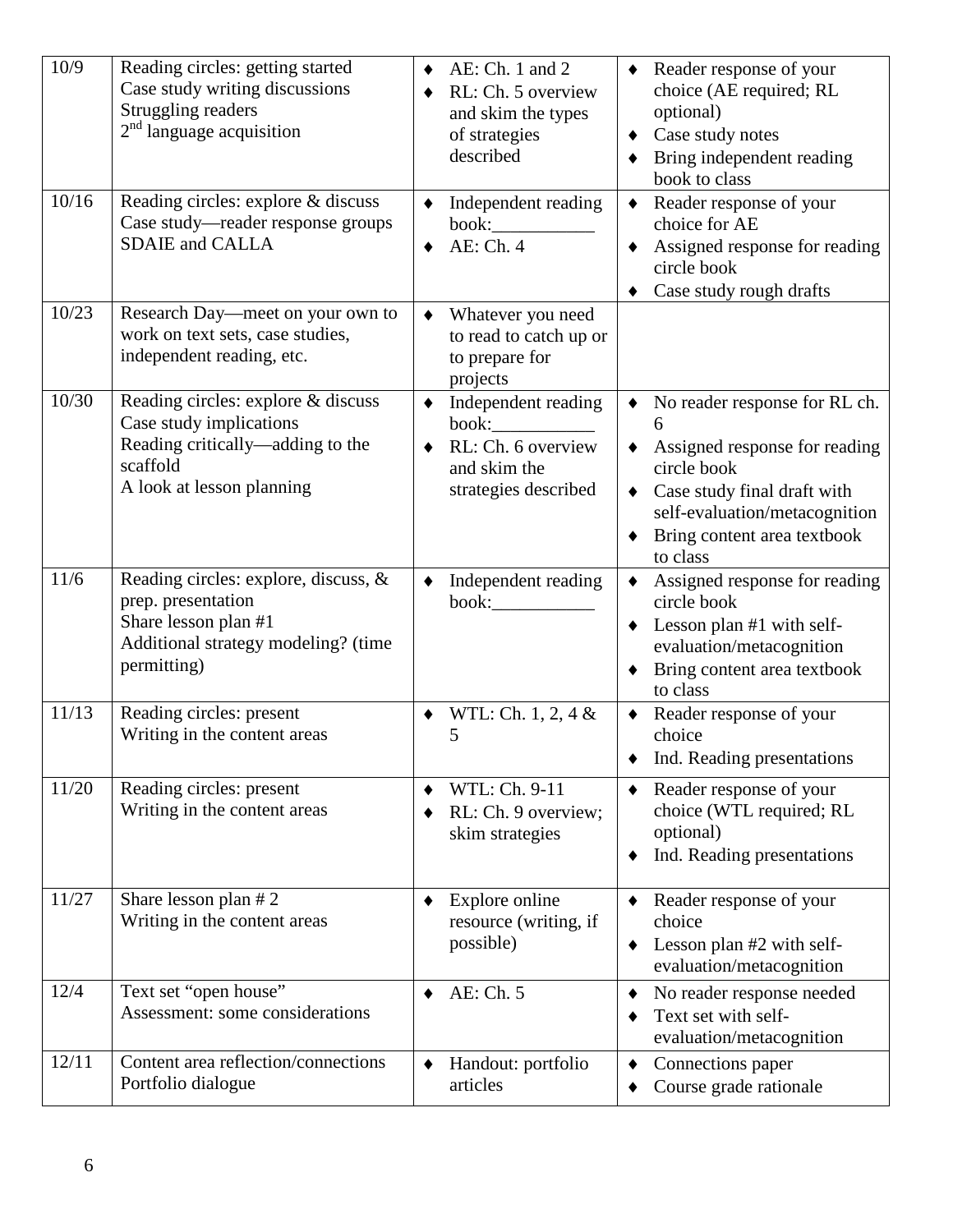| 10/9 | Reading circles: getting started<br>Case study writing discussions<br>Struggling readers<br>2nd language acquisition | ♦ AE: Ch. 1 and 2<br>♦ RL: Ch. 5 overview and skim the types of strategies described | ♦ Reader response of your choice (AE required; RL optional)<br>♦ Case study notes<br>♦ Bring independent reading book to class |
|---|---|---|---|
| 10/16 | Reading circles: explore & discuss<br>Case study—reader response groups<br>SDAIE and CALLA | ♦ Independent reading book:___________<br>♦ AE: Ch. 4 | ♦ Reader response of your choice for AE<br>♦ Assigned response for reading circle book<br>♦ Case study rough drafts |
| 10/23 | Research Day—meet on your own to work on text sets, case studies, independent reading, etc. | ♦ Whatever you need to read to catch up or to prepare for projects | |
| 10/30 | Reading circles: explore & discuss<br>Case study implications<br>Reading critically—adding to the scaffold<br>A look at lesson planning | ♦ Independent reading book:___________<br>♦ RL: Ch. 6 overview and skim the strategies described | ♦ No reader response for RL ch. 6<br>♦ Assigned response for reading circle book<br>♦ Case study final draft with self-evaluation/metacognition<br>♦ Bring content area textbook to class |
| 11/6 | Reading circles: explore, discuss, & prep. presentation<br>Share lesson plan #1<br>Additional strategy modeling? (time permitting) | ♦ Independent reading book:___________ | ♦ Assigned response for reading circle book<br>♦ Lesson plan #1 with self-evaluation/metacognition<br>♦ Bring content area textbook to class |
| 11/13 | Reading circles: present<br>Writing in the content areas | ♦ WTL: Ch. 1, 2, 4 & 5 | ♦ Reader response of your choice<br>♦ Ind. Reading presentations |
| 11/20 | Reading circles: present<br>Writing in the content areas | ♦ WTL: Ch. 9-11<br>♦ RL: Ch. 9 overview; skim strategies | ♦ Reader response of your choice (WTL required; RL optional)<br>♦ Ind. Reading presentations |
| 11/27 | Share lesson plan # 2<br>Writing in the content areas | ♦ Explore online resource (writing, if possible) | ♦ Reader response of your choice<br>♦ Lesson plan #2 with self-evaluation/metacognition |
| 12/4 | Text set "open house"<br>Assessment: some considerations | ♦ AE: Ch. 5 | ♦ No reader response needed<br>♦ Text set with self-evaluation/metacognition |
| 12/11 | Content area reflection/connections<br>Portfolio dialogue | ♦ Handout: portfolio articles | ♦ Connections paper<br>♦ Course grade rationale |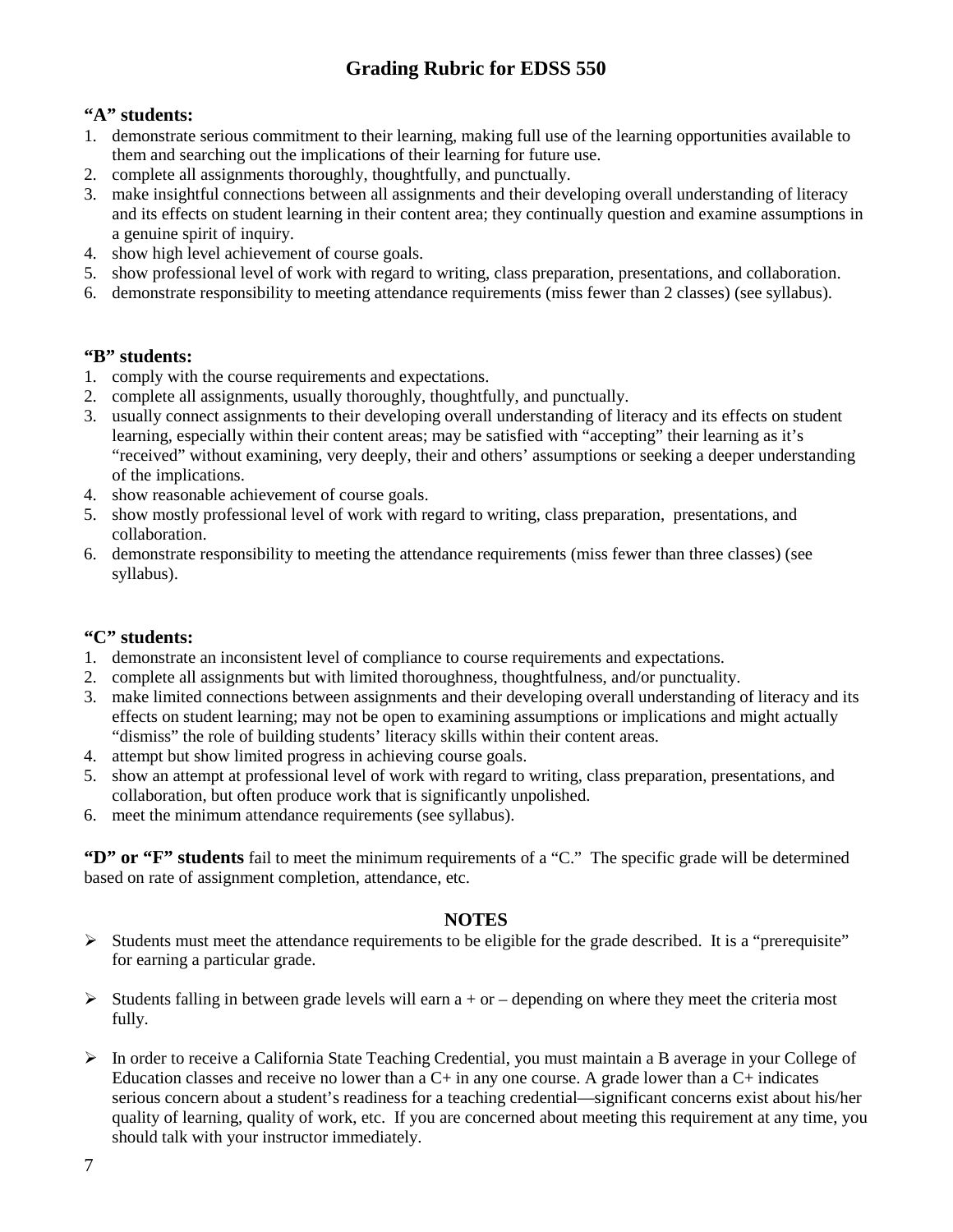# Grading Rubric for EDSS 550

**"A" students:**

1. demonstrate serious commitment to their learning, making full use of the learning opportunities available to them and searching out the implications of their learning for future use.
2. complete all assignments thoroughly, thoughtfully, and punctually.
3. make insightful connections between all assignments and their developing overall understanding of literacy and its effects on student learning in their content area; they continually question and examine assumptions in a genuine spirit of inquiry.
4. show high level achievement of course goals.
5. show professional level of work with regard to writing, class preparation, presentations, and collaboration.
6. demonstrate responsibility to meeting attendance requirements (miss fewer than 2 classes) (see syllabus).

**"B" students:**

1. comply with the course requirements and expectations.
2. complete all assignments, usually thoroughly, thoughtfully, and punctually.
3. usually connect assignments to their developing overall understanding of literacy and its effects on student learning, especially within their content areas; may be satisfied with "accepting" their learning as it's "received" without examining, very deeply, their and others' assumptions or seeking a deeper understanding of the implications.
4. show reasonable achievement of course goals.
5. show mostly professional level of work with regard to writing, class preparation, presentations, and collaboration.
6. demonstrate responsibility to meeting the attendance requirements (miss fewer than three classes) (see syllabus).

**"C" students:**

1. demonstrate an inconsistent level of compliance to course requirements and expectations.
2. complete all assignments but with limited thoroughness, thoughtfulness, and/or punctuality.
3. make limited connections between assignments and their developing overall understanding of literacy and its effects on student learning; may not be open to examining assumptions or implications and might actually "dismiss" the role of building students' literacy skills within their content areas.
4. attempt but show limited progress in achieving course goals.
5. show an attempt at professional level of work with regard to writing, class preparation, presentations, and collaboration, but often produce work that is significantly unpolished.
6. meet the minimum attendance requirements (see syllabus).

**"D" or "F" students** fail to meet the minimum requirements of a "C." The specific grade will be determined based on rate of assignment completion, attendance, etc.

## NOTES

- Students must meet the attendance requirements to be eligible for the grade described. It is a "prerequisite" for earning a particular grade.
- Students falling in between grade levels will earn a + or – depending on where they meet the criteria most fully.
- In order to receive a California State Teaching Credential, you must maintain a B average in your College of Education classes and receive no lower than a C+ in any one course. A grade lower than a C+ indicates serious concern about a student's readiness for a teaching credential—significant concerns exist about his/her quality of learning, quality of work, etc. If you are concerned about meeting this requirement at any time, you should talk with your instructor immediately.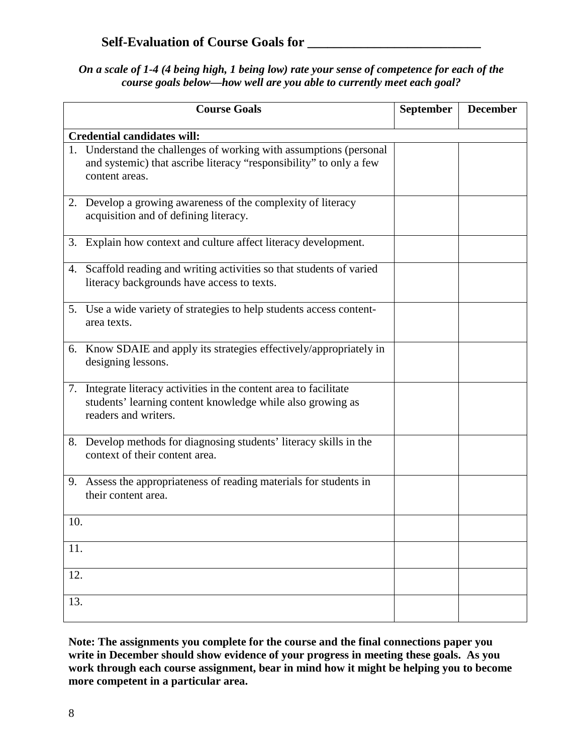# Self-Evaluation of Course Goals for __________________________

***On a scale of 1-4 (4 being high, 1 being low) rate your sense of competence for each of the course goals below—how well are you able to currently meet each goal?***

| Course Goals | September | December |
|---|---|---|
| **Credential candidates will:** | | |
| 1. Understand the challenges of working with assumptions (personal and systemic) that ascribe literacy "responsibility" to only a few content areas. | | |
| 2. Develop a growing awareness of the complexity of literacy acquisition and of defining literacy. | | |
| 3. Explain how context and culture affect literacy development. | | |
| 4. Scaffold reading and writing activities so that students of varied literacy backgrounds have access to texts. | | |
| 5. Use a wide variety of strategies to help students access content-area texts. | | |
| 6. Know SDAIE and apply its strategies effectively/appropriately in designing lessons. | | |
| 7. Integrate literacy activities in the content area to facilitate students' learning content knowledge while also growing as readers and writers. | | |
| 8. Develop methods for diagnosing students' literacy skills in the context of their content area. | | |
| 9. Assess the appropriateness of reading materials for students in their content area. | | |
| 10. | | |
| 11. | | |
| 12. | | |
| 13. | | |

**Note: The assignments you complete for the course and the final connections paper you write in December should show evidence of your progress in meeting these goals. As you work through each course assignment, bear in mind how it might be helping you to become more competent in a particular area.**